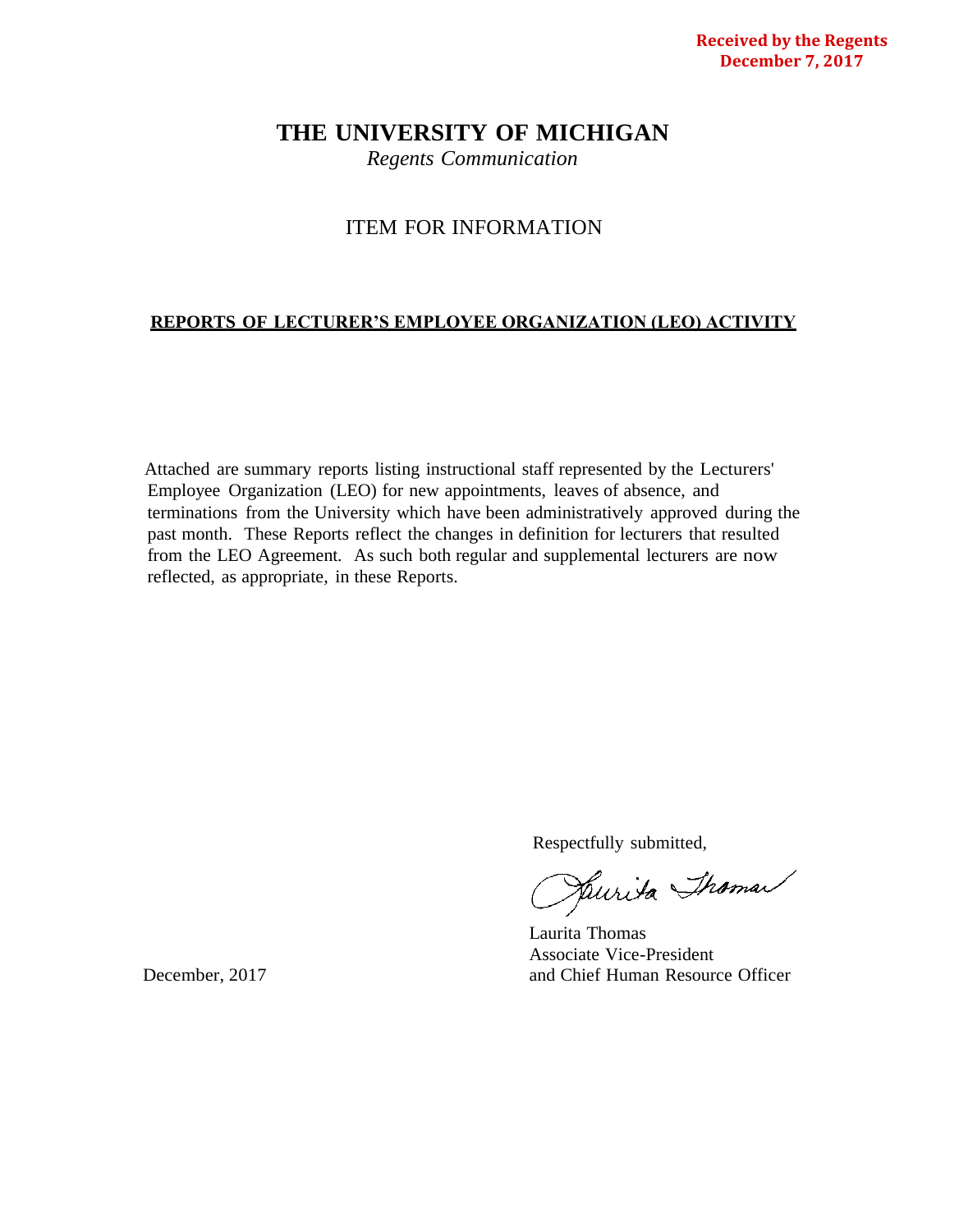**Received by the Regents**
**December 7, 2017**

# THE UNIVERSITY OF MICHIGAN

*Regents Communication*

## ITEM FOR INFORMATION

**REPORTS OF LECTURER'S EMPLOYEE ORGANIZATION (LEO) ACTIVITY**

Attached are summary reports listing instructional staff represented by the Lecturers' Employee Organization (LEO) for new appointments, leaves of absence, and terminations from the University which have been administratively approved during the past month. These Reports reflect the changes in definition for lecturers that resulted from the LEO Agreement. As such both regular and supplemental lecturers are now reflected, as appropriate, in these Reports.

Respectfully submitted,

Laurita Thomas
Associate Vice-President
and Chief Human Resource Officer

December, 2017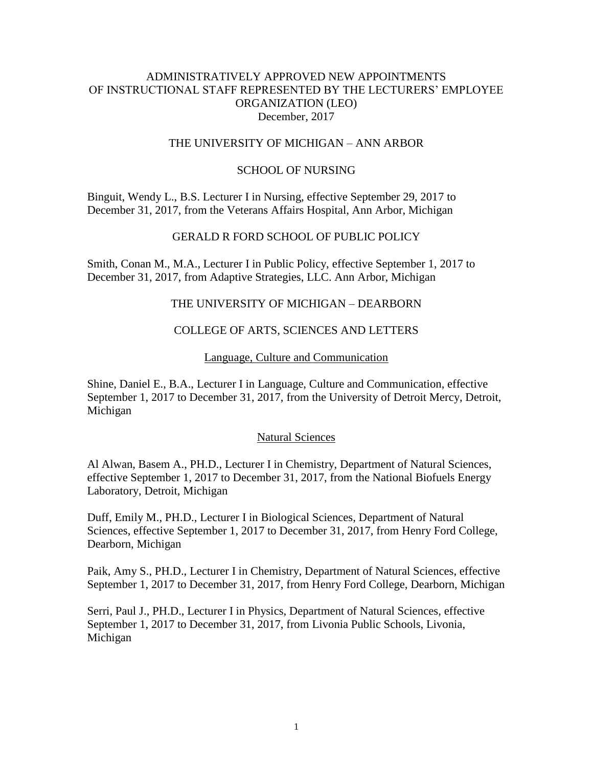# ADMINISTRATIVELY APPROVED NEW APPOINTMENTS OF INSTRUCTIONAL STAFF REPRESENTED BY THE LECTURERS' EMPLOYEE ORGANIZATION (LEO)

December, 2017

## THE UNIVERSITY OF MICHIGAN – ANN ARBOR

### SCHOOL OF NURSING

Binguit, Wendy L., B.S. Lecturer I in Nursing, effective September 29, 2017 to December 31, 2017, from the Veterans Affairs Hospital, Ann Arbor, Michigan

### GERALD R FORD SCHOOL OF PUBLIC POLICY

Smith, Conan M., M.A., Lecturer I in Public Policy, effective September 1, 2017 to December 31, 2017, from Adaptive Strategies, LLC. Ann Arbor, Michigan

## THE UNIVERSITY OF MICHIGAN – DEARBORN

### COLLEGE OF ARTS, SCIENCES AND LETTERS

#### Language, Culture and Communication

Shine, Daniel E., B.A., Lecturer I in Language, Culture and Communication, effective September 1, 2017 to December 31, 2017, from the University of Detroit Mercy, Detroit, Michigan

#### Natural Sciences

Al Alwan, Basem A., PH.D., Lecturer I in Chemistry, Department of Natural Sciences, effective September 1, 2017 to December 31, 2017, from the National Biofuels Energy Laboratory, Detroit, Michigan

Duff, Emily M., PH.D., Lecturer I in Biological Sciences, Department of Natural Sciences, effective September 1, 2017 to December 31, 2017, from Henry Ford College, Dearborn, Michigan

Paik, Amy S., PH.D., Lecturer I in Chemistry, Department of Natural Sciences, effective September 1, 2017 to December 31, 2017, from Henry Ford College, Dearborn, Michigan

Serri, Paul J., PH.D., Lecturer I in Physics, Department of Natural Sciences, effective September 1, 2017 to December 31, 2017, from Livonia Public Schools, Livonia, Michigan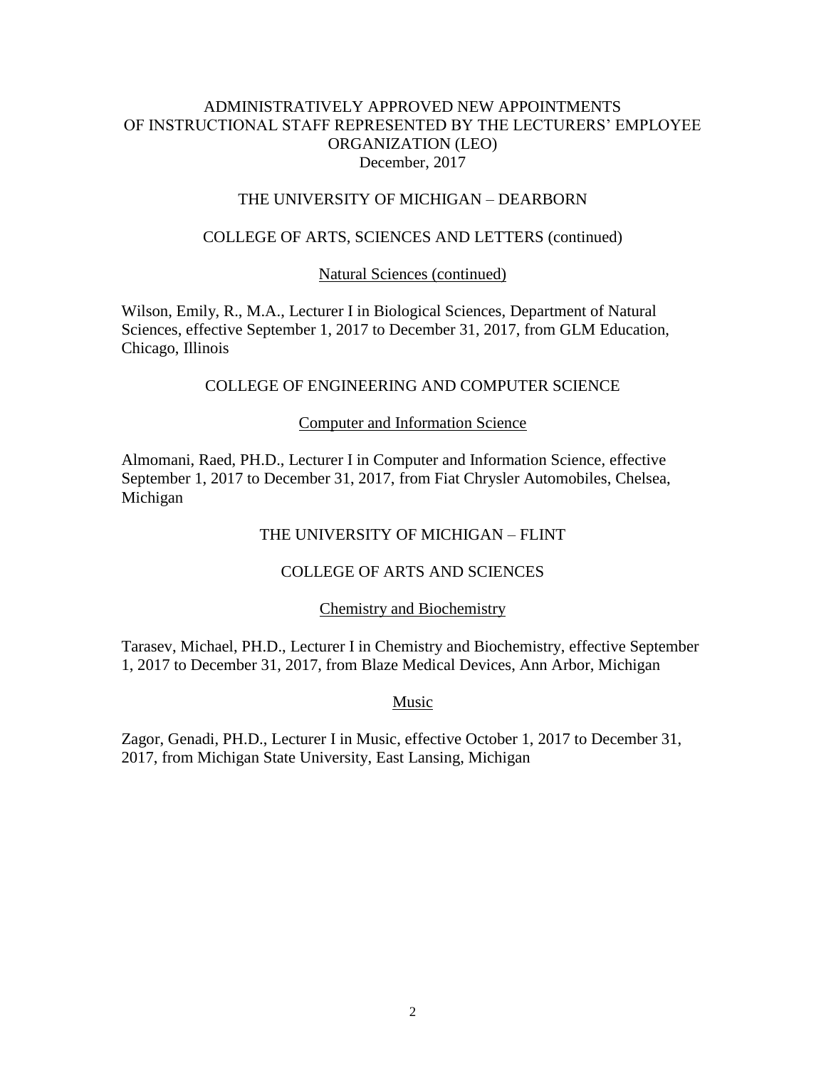ADMINISTRATIVELY APPROVED NEW APPOINTMENTS OF INSTRUCTIONAL STAFF REPRESENTED BY THE LECTURERS' EMPLOYEE ORGANIZATION (LEO)
December, 2017

## THE UNIVERSITY OF MICHIGAN – DEARBORN

### COLLEGE OF ARTS, SCIENCES AND LETTERS (continued)

#### Natural Sciences (continued)

Wilson, Emily, R., M.A., Lecturer I in Biological Sciences, Department of Natural Sciences, effective September 1, 2017 to December 31, 2017, from GLM Education, Chicago, Illinois

### COLLEGE OF ENGINEERING AND COMPUTER SCIENCE

#### Computer and Information Science

Almomani, Raed, PH.D., Lecturer I in Computer and Information Science, effective September 1, 2017 to December 31, 2017, from Fiat Chrysler Automobiles, Chelsea, Michigan

## THE UNIVERSITY OF MICHIGAN – FLINT

### COLLEGE OF ARTS AND SCIENCES

#### Chemistry and Biochemistry

Tarasev, Michael, PH.D., Lecturer I in Chemistry and Biochemistry, effective September 1, 2017 to December 31, 2017, from Blaze Medical Devices, Ann Arbor, Michigan

#### Music

Zagor, Genadi, PH.D., Lecturer I in Music, effective October 1, 2017 to December 31, 2017, from Michigan State University, East Lansing, Michigan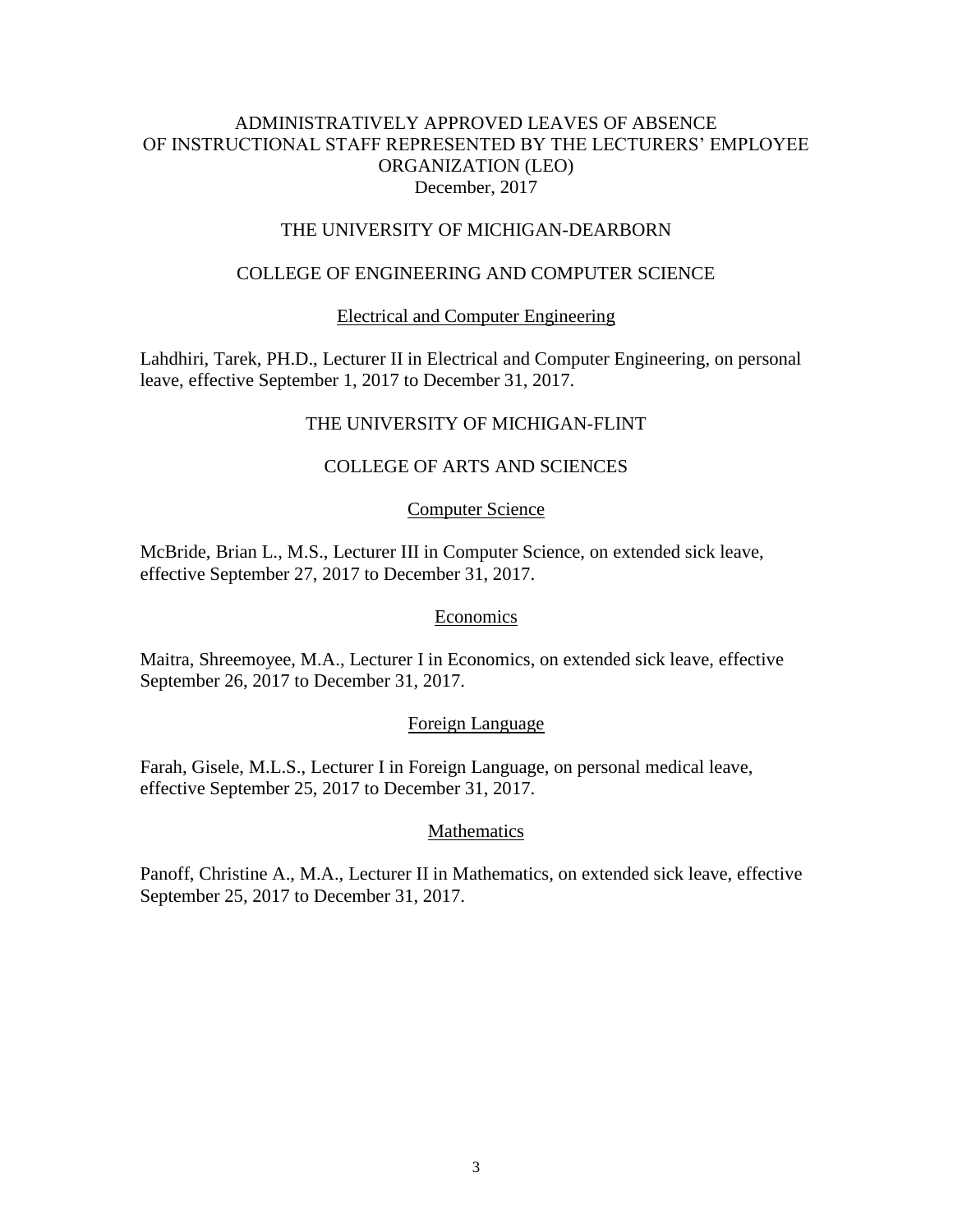# ADMINISTRATIVELY APPROVED LEAVES OF ABSENCE OF INSTRUCTIONAL STAFF REPRESENTED BY THE LECTURERS' EMPLOYEE ORGANIZATION (LEO)

December, 2017

## THE UNIVERSITY OF MICHIGAN-DEARBORN

### COLLEGE OF ENGINEERING AND COMPUTER SCIENCE

#### Electrical and Computer Engineering

Lahdhiri, Tarek, PH.D., Lecturer II in Electrical and Computer Engineering, on personal leave, effective September 1, 2017 to December 31, 2017.

## THE UNIVERSITY OF MICHIGAN-FLINT

### COLLEGE OF ARTS AND SCIENCES

#### Computer Science

McBride, Brian L., M.S., Lecturer III in Computer Science, on extended sick leave, effective September 27, 2017 to December 31, 2017.

#### Economics

Maitra, Shreemoyee, M.A., Lecturer I in Economics, on extended sick leave, effective September 26, 2017 to December 31, 2017.

#### Foreign Language

Farah, Gisele, M.L.S., Lecturer I in Foreign Language, on personal medical leave, effective September 25, 2017 to December 31, 2017.

#### Mathematics

Panoff, Christine A., M.A., Lecturer II in Mathematics, on extended sick leave, effective September 25, 2017 to December 31, 2017.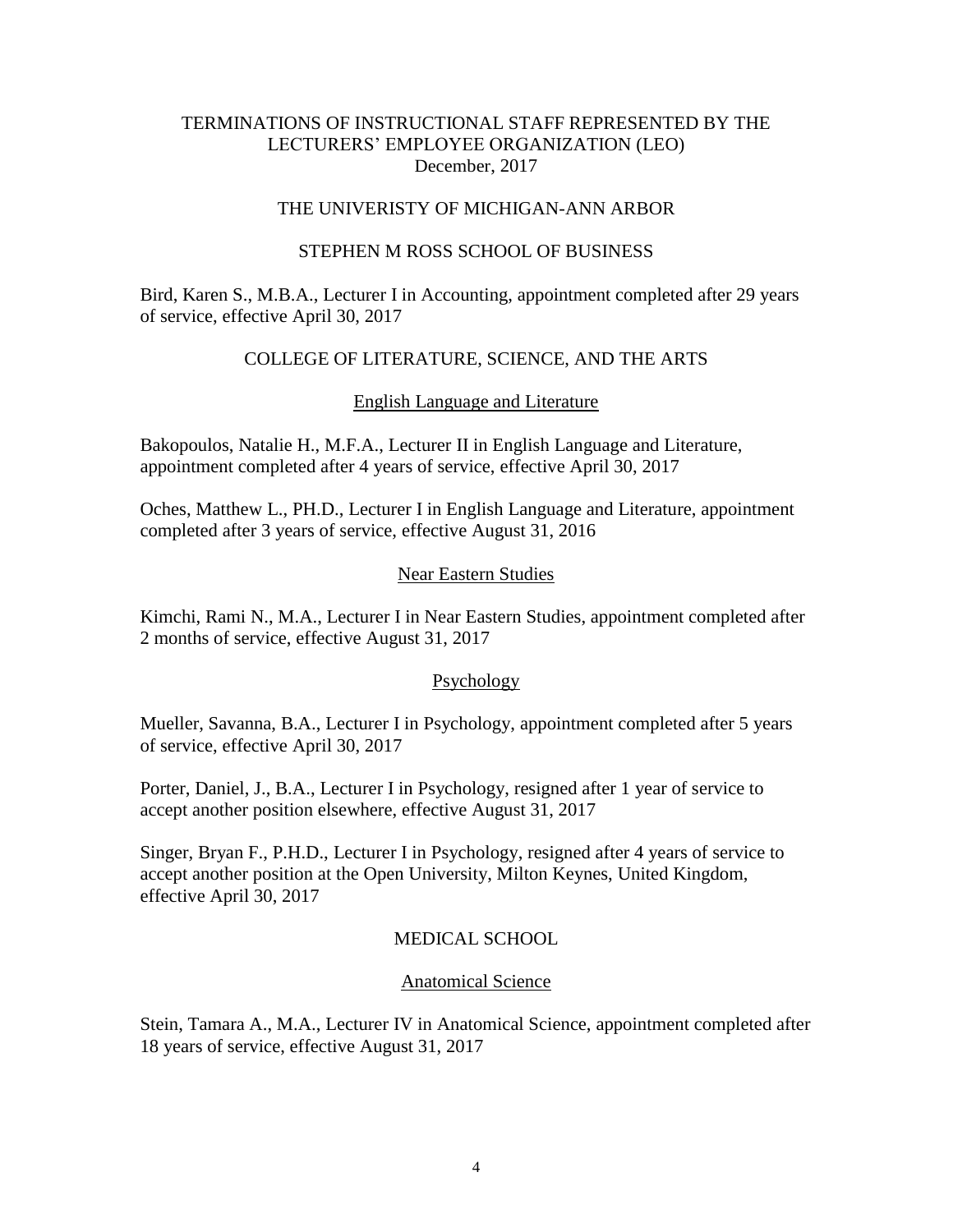# TERMINATIONS OF INSTRUCTIONAL STAFF REPRESENTED BY THE LECTURERS' EMPLOYEE ORGANIZATION (LEO)
December, 2017

## THE UNIVERISTY OF MICHIGAN-ANN ARBOR

## STEPHEN M ROSS SCHOOL OF BUSINESS

Bird, Karen S., M.B.A., Lecturer I in Accounting, appointment completed after 29 years of service, effective April 30, 2017

## COLLEGE OF LITERATURE, SCIENCE, AND THE ARTS

### English Language and Literature

Bakopoulos, Natalie H., M.F.A., Lecturer II in English Language and Literature, appointment completed after 4 years of service, effective April 30, 2017

Oches, Matthew L., PH.D., Lecturer I in English Language and Literature, appointment completed after 3 years of service, effective August 31, 2016

### Near Eastern Studies

Kimchi, Rami N., M.A., Lecturer I in Near Eastern Studies, appointment completed after 2 months of service, effective August 31, 2017

### Psychology

Mueller, Savanna, B.A., Lecturer I in Psychology, appointment completed after 5 years of service, effective April 30, 2017

Porter, Daniel, J., B.A., Lecturer I in Psychology, resigned after 1 year of service to accept another position elsewhere, effective August 31, 2017

Singer, Bryan F., P.H.D., Lecturer I in Psychology, resigned after 4 years of service to accept another position at the Open University, Milton Keynes, United Kingdom, effective April 30, 2017

## MEDICAL SCHOOL

### Anatomical Science

Stein, Tamara A., M.A., Lecturer IV in Anatomical Science, appointment completed after 18 years of service, effective August 31, 2017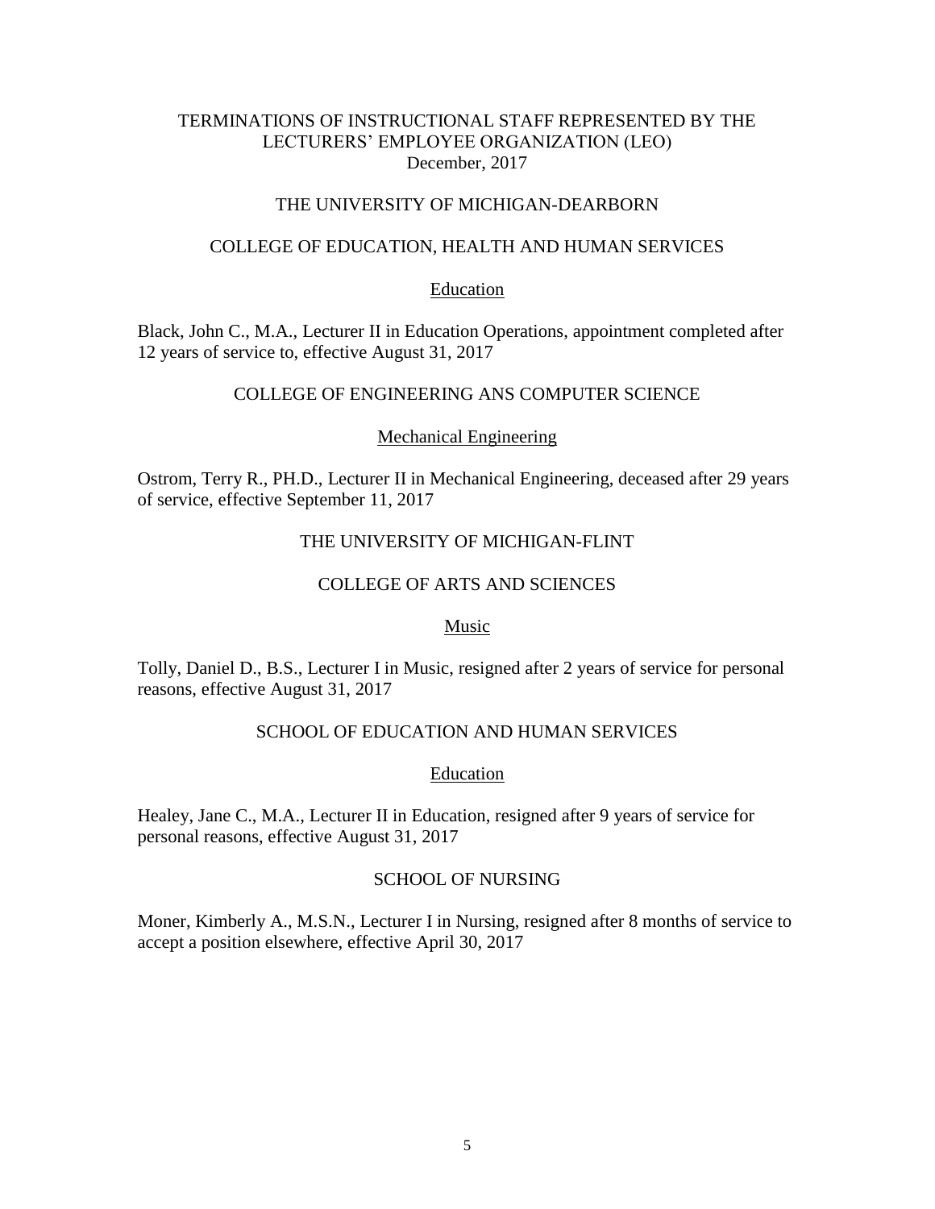# TERMINATIONS OF INSTRUCTIONAL STAFF REPRESENTED BY THE LECTURERS' EMPLOYEE ORGANIZATION (LEO)

December, 2017

## THE UNIVERSITY OF MICHIGAN-DEARBORN

### COLLEGE OF EDUCATION, HEALTH AND HUMAN SERVICES

#### Education

Black, John C., M.A., Lecturer II in Education Operations, appointment completed after 12 years of service to, effective August 31, 2017

### COLLEGE OF ENGINEERING ANS COMPUTER SCIENCE

#### Mechanical Engineering

Ostrom, Terry R., PH.D., Lecturer II in Mechanical Engineering, deceased after 29 years of service, effective September 11, 2017

## THE UNIVERSITY OF MICHIGAN-FLINT

### COLLEGE OF ARTS AND SCIENCES

#### Music

Tolly, Daniel D., B.S., Lecturer I in Music, resigned after 2 years of service for personal reasons, effective August 31, 2017

### SCHOOL OF EDUCATION AND HUMAN SERVICES

#### Education

Healey, Jane C., M.A., Lecturer II in Education, resigned after 9 years of service for personal reasons, effective August 31, 2017

### SCHOOL OF NURSING

Moner, Kimberly A., M.S.N., Lecturer I in Nursing, resigned after 8 months of service to accept a position elsewhere, effective April 30, 2017